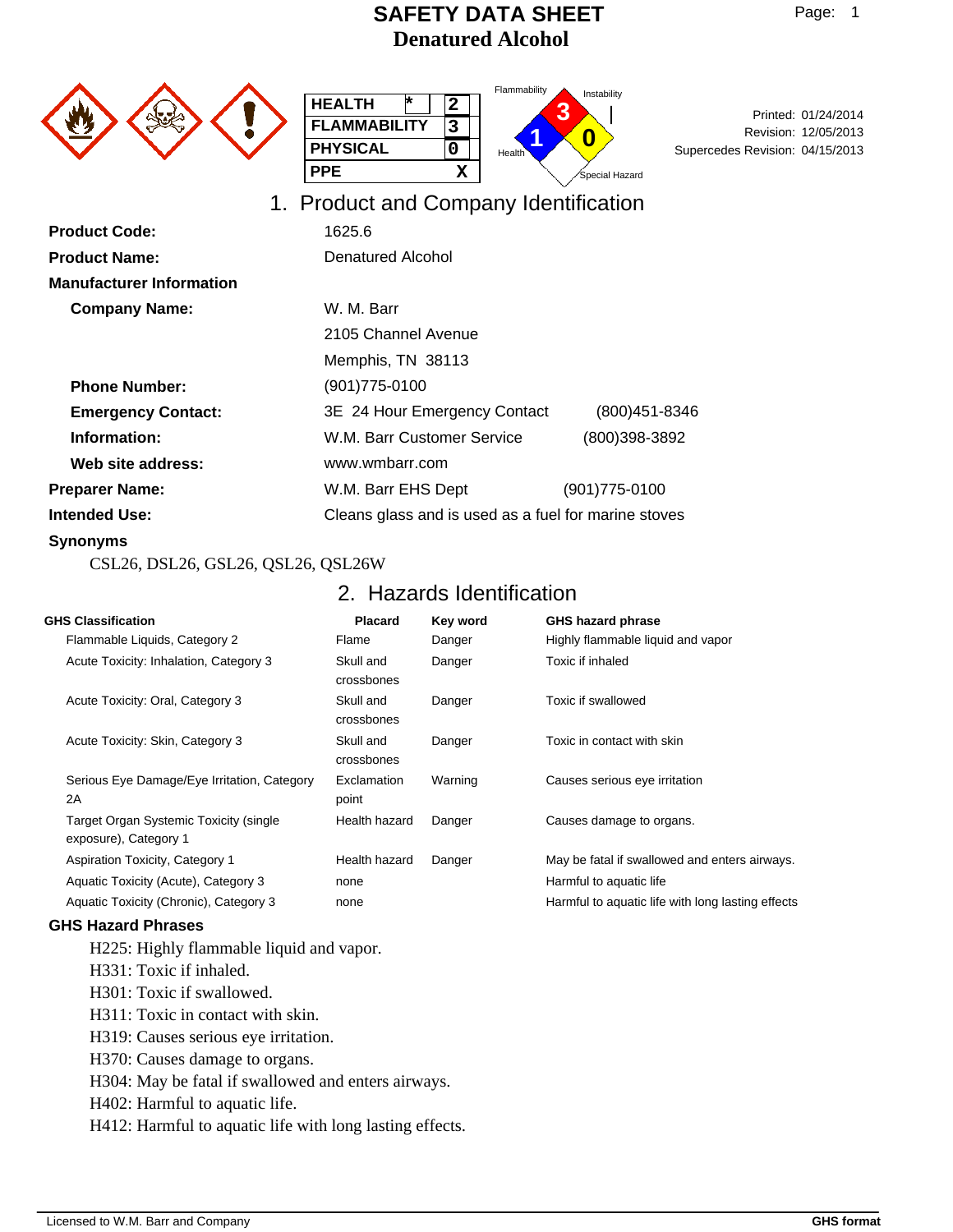# SAFETY DATA SHEET
# Denatured Alcohol

| HEALTH | * | 2 |
|---|---|---|
| FLAMMABILITY | | 3 |
| PHYSICAL | | 0 |
| PPE | | X |

Flammability: 3
Instability: 0
Health: 1
Special Hazard

Printed: 01/24/2014
Revision: 12/05/2013
Supercedes Revision: 04/15/2013

## 1. Product and Company Identification

**Product Code:** 1625.6

**Product Name:** Denatured Alcohol

**Manufacturer Information**

**Company Name:** W. M. Barr
2105 Channel Avenue
Memphis, TN 38113

**Phone Number:** (901)775-0100

**Emergency Contact:** 3E 24 Hour Emergency Contact (800)451-8346

**Information:** W.M. Barr Customer Service (800)398-3892

**Web site address:** www.wmbarr.com

**Preparer Name:** W.M. Barr EHS Dept (901)775-0100

**Intended Use:** Cleans glass and is used as a fuel for marine stoves

**Synonyms**

CSL26, DSL26, GSL26, QSL26, QSL26W

## 2. Hazards Identification

| GHS Classification | Placard | Key word | GHS hazard phrase |
|---|---|---|---|
| Flammable Liquids, Category 2 | Flame | Danger | Highly flammable liquid and vapor |
| Acute Toxicity: Inhalation, Category 3 | Skull and crossbones | Danger | Toxic if inhaled |
| Acute Toxicity: Oral, Category 3 | Skull and crossbones | Danger | Toxic if swallowed |
| Acute Toxicity: Skin, Category 3 | Skull and crossbones | Danger | Toxic in contact with skin |
| Serious Eye Damage/Eye Irritation, Category 2A | Exclamation point | Warning | Causes serious eye irritation |
| Target Organ Systemic Toxicity (single exposure), Category 1 | Health hazard | Danger | Causes damage to organs. |
| Aspiration Toxicity, Category 1 | Health hazard | Danger | May be fatal if swallowed and enters airways. |
| Aquatic Toxicity (Acute), Category 3 | none | | Harmful to aquatic life |
| Aquatic Toxicity (Chronic), Category 3 | none | | Harmful to aquatic life with long lasting effects |

### GHS Hazard Phrases

H225: Highly flammable liquid and vapor.
H331: Toxic if inhaled.
H301: Toxic if swallowed.
H311: Toxic in contact with skin.
H319: Causes serious eye irritation.
H370: Causes damage to organs.
H304: May be fatal if swallowed and enters airways.
H402: Harmful to aquatic life.
H412: Harmful to aquatic life with long lasting effects.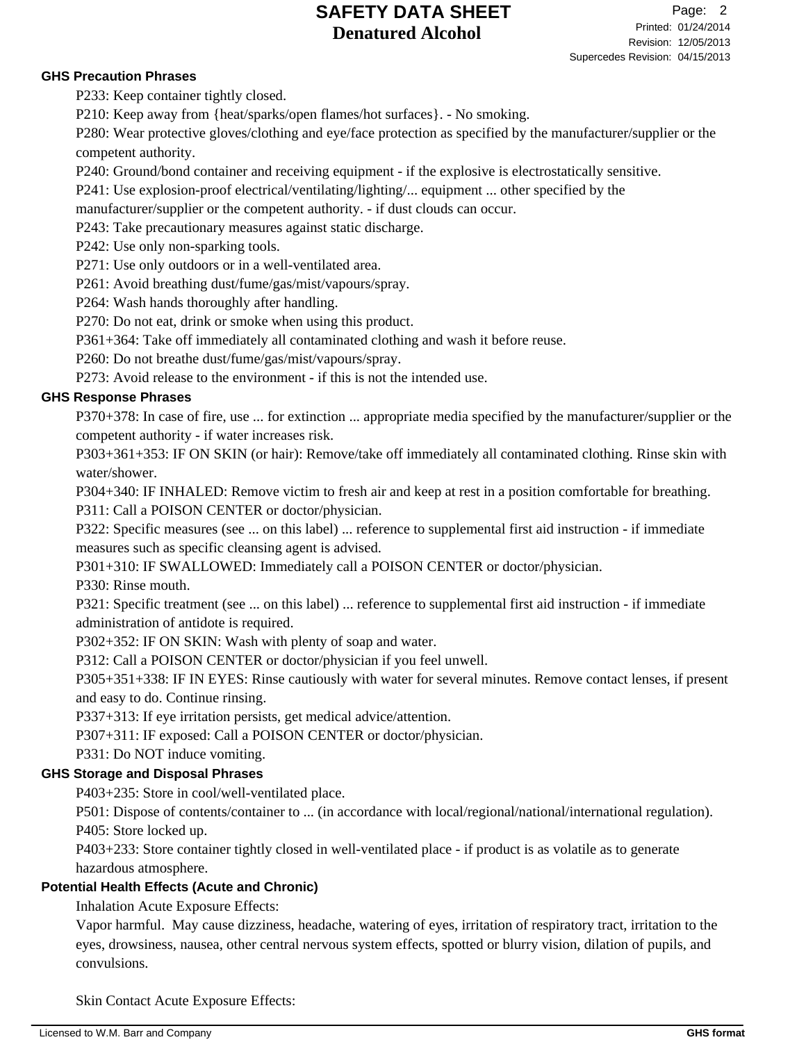## GHS Precaution Phrases

P233: Keep container tightly closed.

P210: Keep away from {heat/sparks/open flames/hot surfaces}. - No smoking.

P280: Wear protective gloves/clothing and eye/face protection as specified by the manufacturer/supplier or the competent authority.

P240: Ground/bond container and receiving equipment - if the explosive is electrostatically sensitive.

P241: Use explosion-proof electrical/ventilating/lighting/... equipment ... other specified by the manufacturer/supplier or the competent authority. - if dust clouds can occur.

P243: Take precautionary measures against static discharge.

P242: Use only non-sparking tools.

P271: Use only outdoors or in a well-ventilated area.

P261: Avoid breathing dust/fume/gas/mist/vapours/spray.

P264: Wash hands thoroughly after handling.

P270: Do not eat, drink or smoke when using this product.

P361+364: Take off immediately all contaminated clothing and wash it before reuse.

P260: Do not breathe dust/fume/gas/mist/vapours/spray.

P273: Avoid release to the environment - if this is not the intended use.

## GHS Response Phrases

P370+378: In case of fire, use ... for extinction ... appropriate media specified by the manufacturer/supplier or the competent authority - if water increases risk.

P303+361+353: IF ON SKIN (or hair): Remove/take off immediately all contaminated clothing. Rinse skin with water/shower.

P304+340: IF INHALED: Remove victim to fresh air and keep at rest in a position comfortable for breathing.

P311: Call a POISON CENTER or doctor/physician.

P322: Specific measures (see ... on this label) ... reference to supplemental first aid instruction - if immediate measures such as specific cleansing agent is advised.

P301+310: IF SWALLOWED: Immediately call a POISON CENTER or doctor/physician.

P330: Rinse mouth.

P321: Specific treatment (see ... on this label) ... reference to supplemental first aid instruction - if immediate administration of antidote is required.

P302+352: IF ON SKIN: Wash with plenty of soap and water.

P312: Call a POISON CENTER or doctor/physician if you feel unwell.

P305+351+338: IF IN EYES: Rinse cautiously with water for several minutes. Remove contact lenses, if present and easy to do. Continue rinsing.

P337+313: If eye irritation persists, get medical advice/attention.

P307+311: IF exposed: Call a POISON CENTER or doctor/physician.

P331: Do NOT induce vomiting.

## GHS Storage and Disposal Phrases

P403+235: Store in cool/well-ventilated place.

P501: Dispose of contents/container to ... (in accordance with local/regional/national/international regulation).

P405: Store locked up.

P403+233: Store container tightly closed in well-ventilated place - if product is as volatile as to generate hazardous atmosphere.

## Potential Health Effects (Acute and Chronic)

Inhalation Acute Exposure Effects:

Vapor harmful. May cause dizziness, headache, watering of eyes, irritation of respiratory tract, irritation to the eyes, drowsiness, nausea, other central nervous system effects, spotted or blurry vision, dilation of pupils, and convulsions.

Skin Contact Acute Exposure Effects: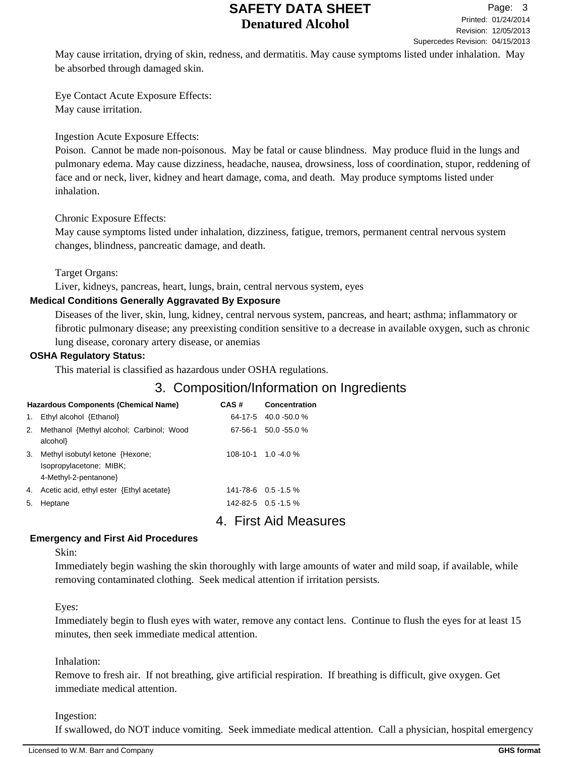May cause irritation, drying of skin, redness, and dermatitis. May cause symptoms listed under inhalation. May be absorbed through damaged skin.

Eye Contact Acute Exposure Effects:
May cause irritation.

Ingestion Acute Exposure Effects:
Poison. Cannot be made non-poisonous. May be fatal or cause blindness. May produce fluid in the lungs and pulmonary edema. May cause dizziness, headache, nausea, drowsiness, loss of coordination, stupor, reddening of face and or neck, liver, kidney and heart damage, coma, and death. May produce symptoms listed under inhalation.

Chronic Exposure Effects:
May cause symptoms listed under inhalation, dizziness, fatigue, tremors, permanent central nervous system changes, blindness, pancreatic damage, and death.

Target Organs:
Liver, kidneys, pancreas, heart, lungs, brain, central nervous system, eyes

**Medical Conditions Generally Aggravated By Exposure**

Diseases of the liver, skin, lung, kidney, central nervous system, pancreas, and heart; asthma; inflammatory or fibrotic pulmonary disease; any preexisting condition sensitive to a decrease in available oxygen, such as chronic lung disease, coronary artery disease, or anemias

**OSHA Regulatory Status:**

This material is classified as hazardous under OSHA regulations.

## 3. Composition/Information on Ingredients

| | Hazardous Components (Chemical Name) | CAS # | Concentration |
|---|---|---|---|
| 1. | Ethyl alcohol {Ethanol} | 64-17-5 | 40.0 -50.0 % |
| 2. | Methanol {Methyl alcohol; Carbinol; Wood alcohol} | 67-56-1 | 50.0 -55.0 % |
| 3. | Methyl isobutyl ketone {Hexone; Isopropylacetone; MIBK; 4-Methyl-2-pentanone} | 108-10-1 | 1.0 -4.0 % |
| 4. | Acetic acid, ethyl ester {Ethyl acetate} | 141-78-6 | 0.5 -1.5 % |
| 5. | Heptane | 142-82-5 | 0.5 -1.5 % |

## 4. First Aid Measures

**Emergency and First Aid Procedures**

Skin:
Immediately begin washing the skin thoroughly with large amounts of water and mild soap, if available, while removing contaminated clothing. Seek medical attention if irritation persists.

Eyes:
Immediately begin to flush eyes with water, remove any contact lens. Continue to flush the eyes for at least 15 minutes, then seek immediate medical attention.

Inhalation:
Remove to fresh air. If not breathing, give artificial respiration. If breathing is difficult, give oxygen. Get immediate medical attention.

Ingestion:
If swallowed, do NOT induce vomiting. Seek immediate medical attention. Call a physician, hospital emergency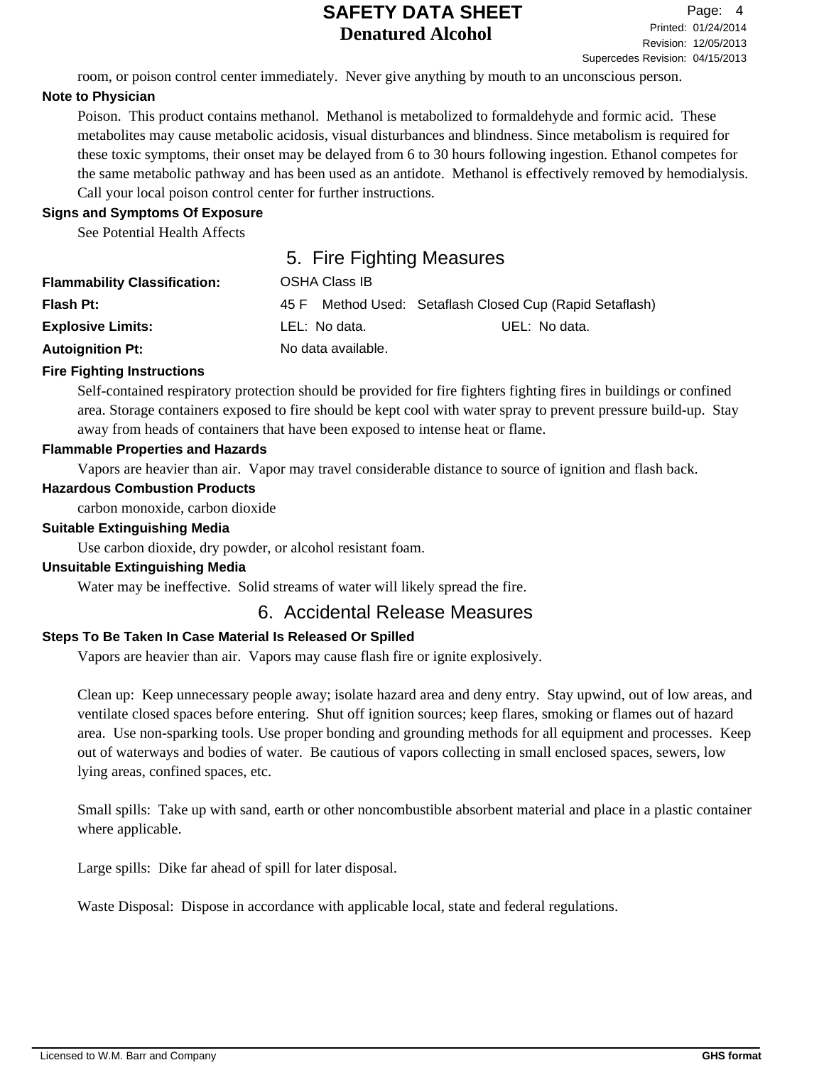room, or poison control center immediately.  Never give anything by mouth to an unconscious person.

**Note to Physician**

Poison.  This product contains methanol.  Methanol is metabolized to formaldehyde and formic acid.  These metabolites may cause metabolic acidosis, visual disturbances and blindness. Since metabolism is required for these toxic symptoms, their onset may be delayed from 6 to 30 hours following ingestion. Ethanol competes for the same metabolic pathway and has been used as an antidote.  Methanol is effectively removed by hemodialysis.  Call your local poison control center for further instructions.

**Signs and Symptoms Of Exposure**

See Potential Health Affects

## 5.  Fire Fighting Measures

**Flammability Classification:** OSHA Class IB

**Flash Pt:** 45 F    Method Used:   Setaflash Closed Cup (Rapid Setaflash)

**Explosive Limits:** LEL:  No data.    UEL:  No data.

**Autoignition Pt:** No data available.

**Fire Fighting Instructions**

Self-contained respiratory protection should be provided for fire fighters fighting fires in buildings or confined area. Storage containers exposed to fire should be kept cool with water spray to prevent pressure build-up.  Stay away from heads of containers that have been exposed to intense heat or flame.

**Flammable Properties and Hazards**

Vapors are heavier than air.  Vapor may travel considerable distance to source of ignition and flash back.

**Hazardous Combustion Products**

carbon monoxide, carbon dioxide

**Suitable Extinguishing Media**

Use carbon dioxide, dry powder, or alcohol resistant foam.

**Unsuitable Extinguishing Media**

Water may be ineffective.  Solid streams of water will likely spread the fire.

## 6.  Accidental Release Measures

**Steps To Be Taken In Case Material Is Released Or Spilled**

Vapors are heavier than air.  Vapors may cause flash fire or ignite explosively.

Clean up:  Keep unnecessary people away; isolate hazard area and deny entry.  Stay upwind, out of low areas, and ventilate closed spaces before entering.  Shut off ignition sources; keep flares, smoking or flames out of hazard area.  Use non-sparking tools. Use proper bonding and grounding methods for all equipment and processes.  Keep out of waterways and bodies of water.  Be cautious of vapors collecting in small enclosed spaces, sewers, low lying areas, confined spaces, etc.

Small spills:  Take up with sand, earth or other noncombustible absorbent material and place in a plastic container where applicable.

Large spills:  Dike far ahead of spill for later disposal.

Waste Disposal:  Dispose in accordance with applicable local, state and federal regulations.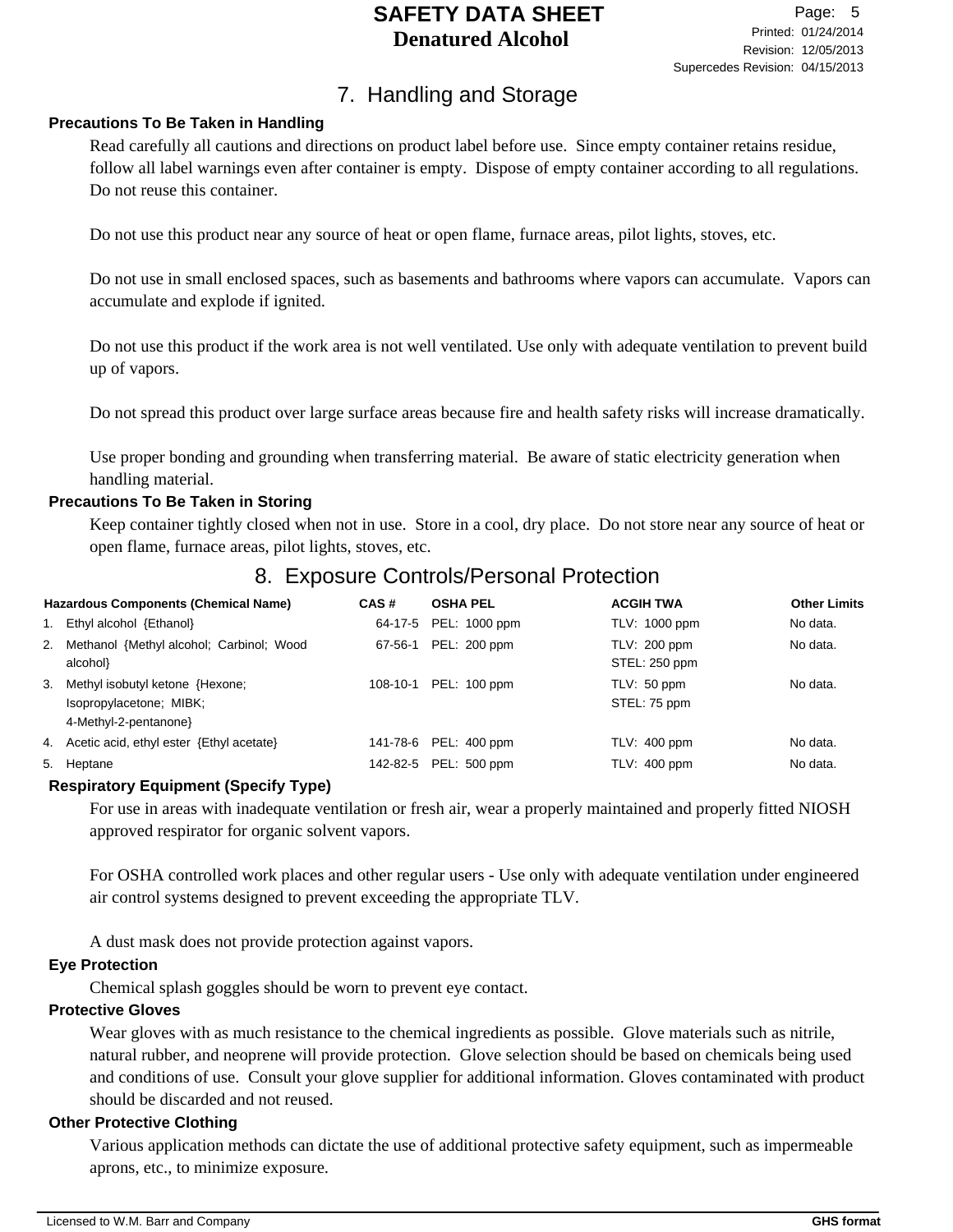## 7. Handling and Storage

**Precautions To Be Taken in Handling**

Read carefully all cautions and directions on product label before use. Since empty container retains residue, follow all label warnings even after container is empty. Dispose of empty container according to all regulations. Do not reuse this container.

Do not use this product near any source of heat or open flame, furnace areas, pilot lights, stoves, etc.

Do not use in small enclosed spaces, such as basements and bathrooms where vapors can accumulate. Vapors can accumulate and explode if ignited.

Do not use this product if the work area is not well ventilated. Use only with adequate ventilation to prevent build up of vapors.

Do not spread this product over large surface areas because fire and health safety risks will increase dramatically.

Use proper bonding and grounding when transferring material. Be aware of static electricity generation when handling material.

**Precautions To Be Taken in Storing**

Keep container tightly closed when not in use. Store in a cool, dry place. Do not store near any source of heat or open flame, furnace areas, pilot lights, stoves, etc.

## 8. Exposure Controls/Personal Protection

| Hazardous Components (Chemical Name) | CAS # | OSHA PEL | ACGIH TWA | Other Limits |
|---|---|---|---|---|
| 1. Ethyl alcohol {Ethanol} | 64-17-5 | PEL: 1000 ppm | TLV: 1000 ppm | No data. |
| 2. Methanol {Methyl alcohol; Carbinol; Wood alcohol} | 67-56-1 | PEL: 200 ppm | TLV: 200 ppm STEL: 250 ppm | No data. |
| 3. Methyl isobutyl ketone {Hexone; Isopropylacetone; MIBK; 4-Methyl-2-pentanone} | 108-10-1 | PEL: 100 ppm | TLV: 50 ppm STEL: 75 ppm | No data. |
| 4. Acetic acid, ethyl ester {Ethyl acetate} | 141-78-6 | PEL: 400 ppm | TLV: 400 ppm | No data. |
| 5. Heptane | 142-82-5 | PEL: 500 ppm | TLV: 400 ppm | No data. |

**Respiratory Equipment (Specify Type)**

For use in areas with inadequate ventilation or fresh air, wear a properly maintained and properly fitted NIOSH approved respirator for organic solvent vapors.

For OSHA controlled work places and other regular users - Use only with adequate ventilation under engineered air control systems designed to prevent exceeding the appropriate TLV.

A dust mask does not provide protection against vapors.

**Eye Protection**

Chemical splash goggles should be worn to prevent eye contact.

**Protective Gloves**

Wear gloves with as much resistance to the chemical ingredients as possible. Glove materials such as nitrile, natural rubber, and neoprene will provide protection. Glove selection should be based on chemicals being used and conditions of use. Consult your glove supplier for additional information. Gloves contaminated with product should be discarded and not reused.

**Other Protective Clothing**

Various application methods can dictate the use of additional protective safety equipment, such as impermeable aprons, etc., to minimize exposure.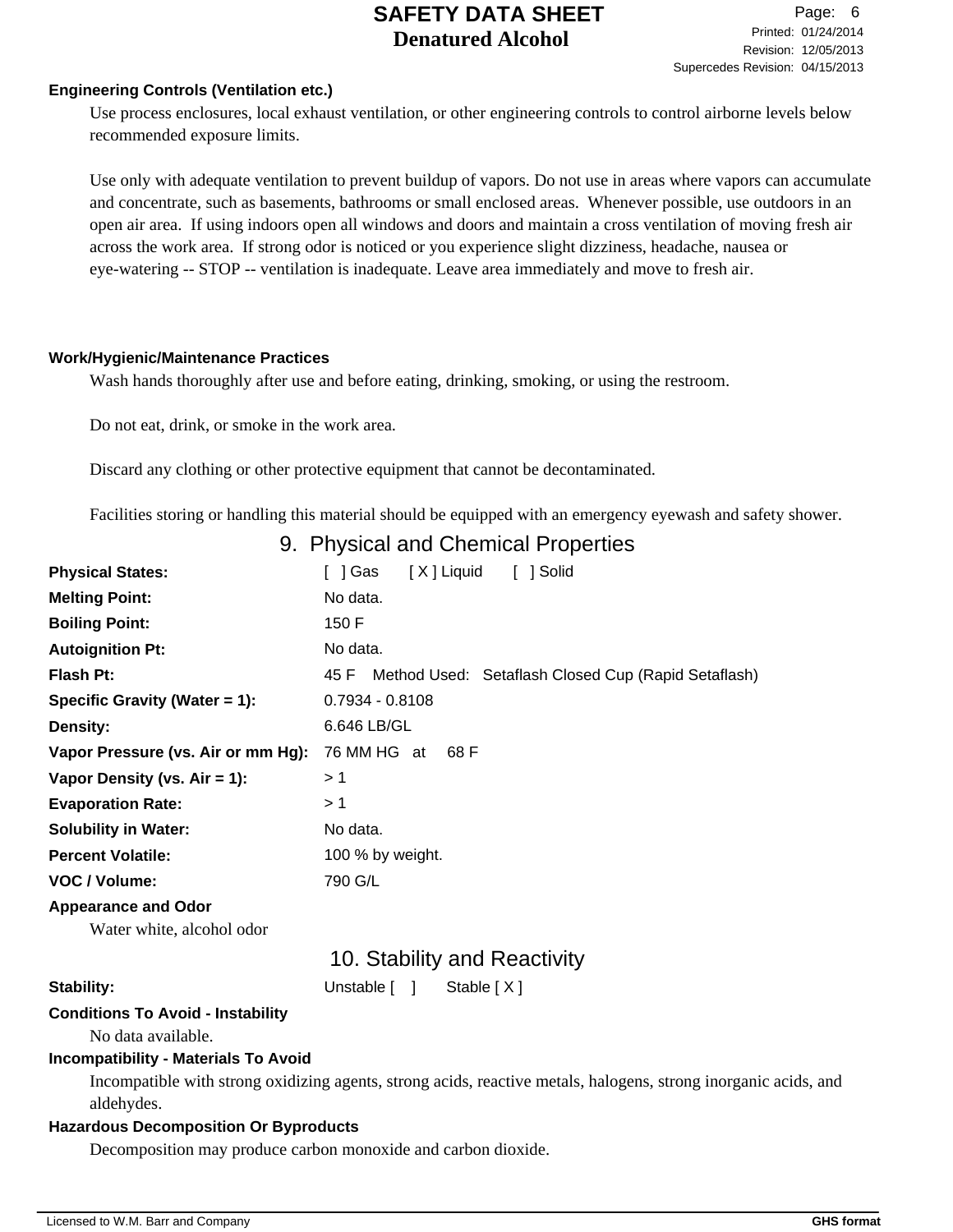**Engineering Controls (Ventilation etc.)**

Use process enclosures, local exhaust ventilation, or other engineering controls to control airborne levels below recommended exposure limits.

Use only with adequate ventilation to prevent buildup of vapors. Do not use in areas where vapors can accumulate and concentrate, such as basements, bathrooms or small enclosed areas. Whenever possible, use outdoors in an open air area. If using indoors open all windows and doors and maintain a cross ventilation of moving fresh air across the work area. If strong odor is noticed or you experience slight dizziness, headache, nausea or eye-watering -- STOP -- ventilation is inadequate. Leave area immediately and move to fresh air.

**Work/Hygienic/Maintenance Practices**

Wash hands thoroughly after use and before eating, drinking, smoking, or using the restroom.

Do not eat, drink, or smoke in the work area.

Discard any clothing or other protective equipment that cannot be decontaminated.

Facilities storing or handling this material should be equipped with an emergency eyewash and safety shower.

## 9. Physical and Chemical Properties

| | |
|---|---|
| **Physical States:** | [ ] Gas [ X ] Liquid [ ] Solid |
| **Melting Point:** | No data. |
| **Boiling Point:** | 150 F |
| **Autoignition Pt:** | No data. |
| **Flash Pt:** | 45 F Method Used: Setaflash Closed Cup (Rapid Setaflash) |
| **Specific Gravity (Water = 1):** | 0.7934 - 0.8108 |
| **Density:** | 6.646 LB/GL |
| **Vapor Pressure (vs. Air or mm Hg):** | 76 MM HG at 68 F |
| **Vapor Density (vs. Air = 1):** | > 1 |
| **Evaporation Rate:** | > 1 |
| **Solubility in Water:** | No data. |
| **Percent Volatile:** | 100 % by weight. |
| **VOC / Volume:** | 790 G/L |

**Appearance and Odor**

Water white, alcohol odor

## 10. Stability and Reactivity

**Stability:** Unstable [ ] Stable [ X ]

**Conditions To Avoid - Instability**

No data available.

**Incompatibility - Materials To Avoid**

Incompatible with strong oxidizing agents, strong acids, reactive metals, halogens, strong inorganic acids, and aldehydes.

**Hazardous Decomposition Or Byproducts**

Decomposition may produce carbon monoxide and carbon dioxide.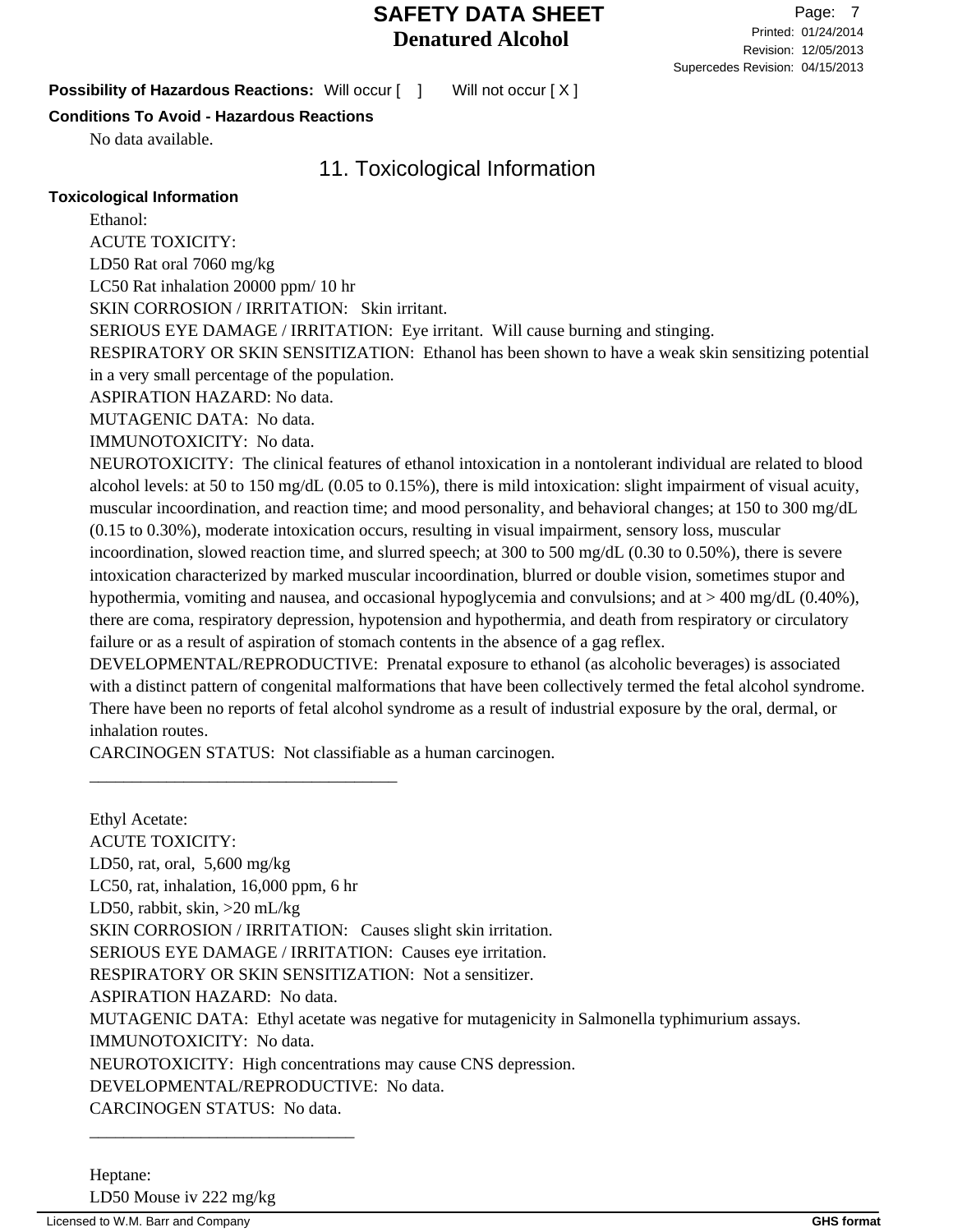**Possibility of Hazardous Reactions:** Will occur [ ] Will not occur [ X ]

**Conditions To Avoid - Hazardous Reactions**

No data available.

## 11. Toxicological Information

**Toxicological Information**

Ethanol:

ACUTE TOXICITY:

LD50 Rat oral 7060 mg/kg

LC50 Rat inhalation 20000 ppm/ 10 hr

SKIN CORROSION / IRRITATION: Skin irritant.

SERIOUS EYE DAMAGE / IRRITATION: Eye irritant. Will cause burning and stinging.

RESPIRATORY OR SKIN SENSITIZATION: Ethanol has been shown to have a weak skin sensitizing potential in a very small percentage of the population.

ASPIRATION HAZARD: No data.

MUTAGENIC DATA: No data.

IMMUNOTOXICITY: No data.

NEUROTOXICITY: The clinical features of ethanol intoxication in a nontolerant individual are related to blood alcohol levels: at 50 to 150 mg/dL (0.05 to 0.15%), there is mild intoxication: slight impairment of visual acuity, muscular incoordination, and reaction time; and mood personality, and behavioral changes; at 150 to 300 mg/dL (0.15 to 0.30%), moderate intoxication occurs, resulting in visual impairment, sensory loss, muscular incoordination, slowed reaction time, and slurred speech; at 300 to 500 mg/dL (0.30 to 0.50%), there is severe intoxication characterized by marked muscular incoordination, blurred or double vision, sometimes stupor and hypothermia, vomiting and nausea, and occasional hypoglycemia and convulsions; and at > 400 mg/dL (0.40%), there are coma, respiratory depression, hypotension and hypothermia, and death from respiratory or circulatory failure or as a result of aspiration of stomach contents in the absence of a gag reflex.

DEVELOPMENTAL/REPRODUCTIVE: Prenatal exposure to ethanol (as alcoholic beverages) is associated with a distinct pattern of congenital malformations that have been collectively termed the fetal alcohol syndrome. There have been no reports of fetal alcohol syndrome as a result of industrial exposure by the oral, dermal, or inhalation routes.

CARCINOGEN STATUS: Not classifiable as a human carcinogen.

___________________________________

Ethyl Acetate:

ACUTE TOXICITY:

LD50, rat, oral, 5,600 mg/kg

LC50, rat, inhalation, 16,000 ppm, 6 hr

LD50, rabbit, skin, >20 mL/kg

SKIN CORROSION / IRRITATION: Causes slight skin irritation.

SERIOUS EYE DAMAGE / IRRITATION: Causes eye irritation.

RESPIRATORY OR SKIN SENSITIZATION: Not a sensitizer.

ASPIRATION HAZARD: No data.

MUTAGENIC DATA: Ethyl acetate was negative for mutagenicity in Salmonella typhimurium assays.

IMMUNOTOXICITY: No data.

NEUROTOXICITY: High concentrations may cause CNS depression.

DEVELOPMENTAL/REPRODUCTIVE: No data.

CARCINOGEN STATUS: No data.

______________________________

Heptane:

LD50 Mouse iv 222 mg/kg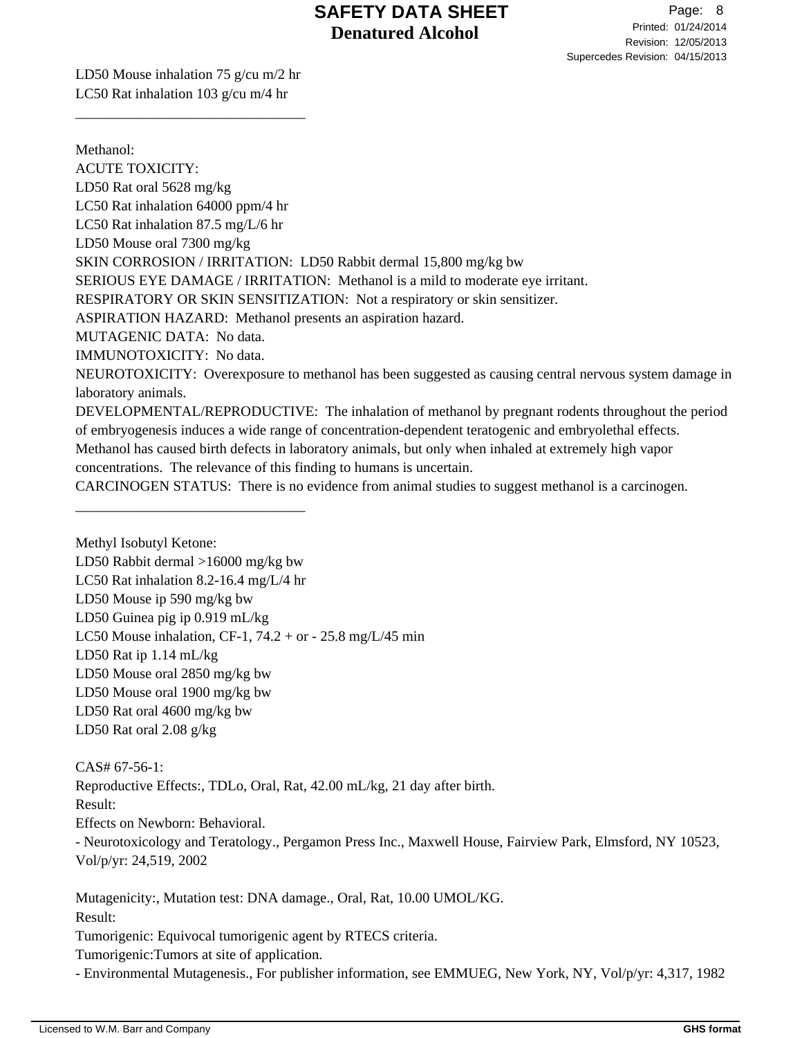LD50 Mouse inhalation 75 g/cu m/2 hr
LC50 Rat inhalation 103 g/cu m/4 hr

________________________________

Methanol:
ACUTE TOXICITY:
LD50 Rat oral 5628 mg/kg
LC50 Rat inhalation 64000 ppm/4 hr
LC50 Rat inhalation 87.5 mg/L/6 hr
LD50 Mouse oral 7300 mg/kg
SKIN CORROSION / IRRITATION:  LD50 Rabbit dermal 15,800 mg/kg bw
SERIOUS EYE DAMAGE / IRRITATION:  Methanol is a mild to moderate eye irritant.
RESPIRATORY OR SKIN SENSITIZATION:  Not a respiratory or skin sensitizer.
ASPIRATION HAZARD:  Methanol presents an aspiration hazard.
MUTAGENIC DATA:  No data.
IMMUNOTOXICITY:  No data.
NEUROTOXICITY:  Overexposure to methanol has been suggested as causing central nervous system damage in laboratory animals.
DEVELOPMENTAL/REPRODUCTIVE:  The inhalation of methanol by pregnant rodents throughout the period of embryogenesis induces a wide range of concentration-dependent teratogenic and embryolethal effects. Methanol has caused birth defects in laboratory animals, but only when inhaled at extremely high vapor concentrations.  The relevance of this finding to humans is uncertain.
CARCINOGEN STATUS:  There is no evidence from animal studies to suggest methanol is a carcinogen.

________________________________

Methyl Isobutyl Ketone:
LD50 Rabbit dermal >16000 mg/kg bw
LC50 Rat inhalation 8.2-16.4 mg/L/4 hr
LD50 Mouse ip 590 mg/kg bw
LD50 Guinea pig ip 0.919 mL/kg
LC50 Mouse inhalation, CF-1, 74.2 + or - 25.8 mg/L/45 min
LD50 Rat ip 1.14 mL/kg
LD50 Mouse oral 2850 mg/kg bw
LD50 Mouse oral 1900 mg/kg bw
LD50 Rat oral 4600 mg/kg bw
LD50 Rat oral 2.08 g/kg

CAS# 67-56-1:
Reproductive Effects:, TDLo, Oral, Rat, 42.00 mL/kg, 21 day after birth.
Result:
Effects on Newborn: Behavioral.
- Neurotoxicology and Teratology., Pergamon Press Inc., Maxwell House, Fairview Park, Elmsford, NY 10523, Vol/p/yr: 24,519, 2002

Mutagenicity:, Mutation test: DNA damage., Oral, Rat, 10.00 UMOL/KG.
Result:
Tumorigenic: Equivocal tumorigenic agent by RTECS criteria.
Tumorigenic:Tumors at site of application.
- Environmental Mutagenesis., For publisher information, see EMMUEG, New York, NY, Vol/p/yr: 4,317, 1982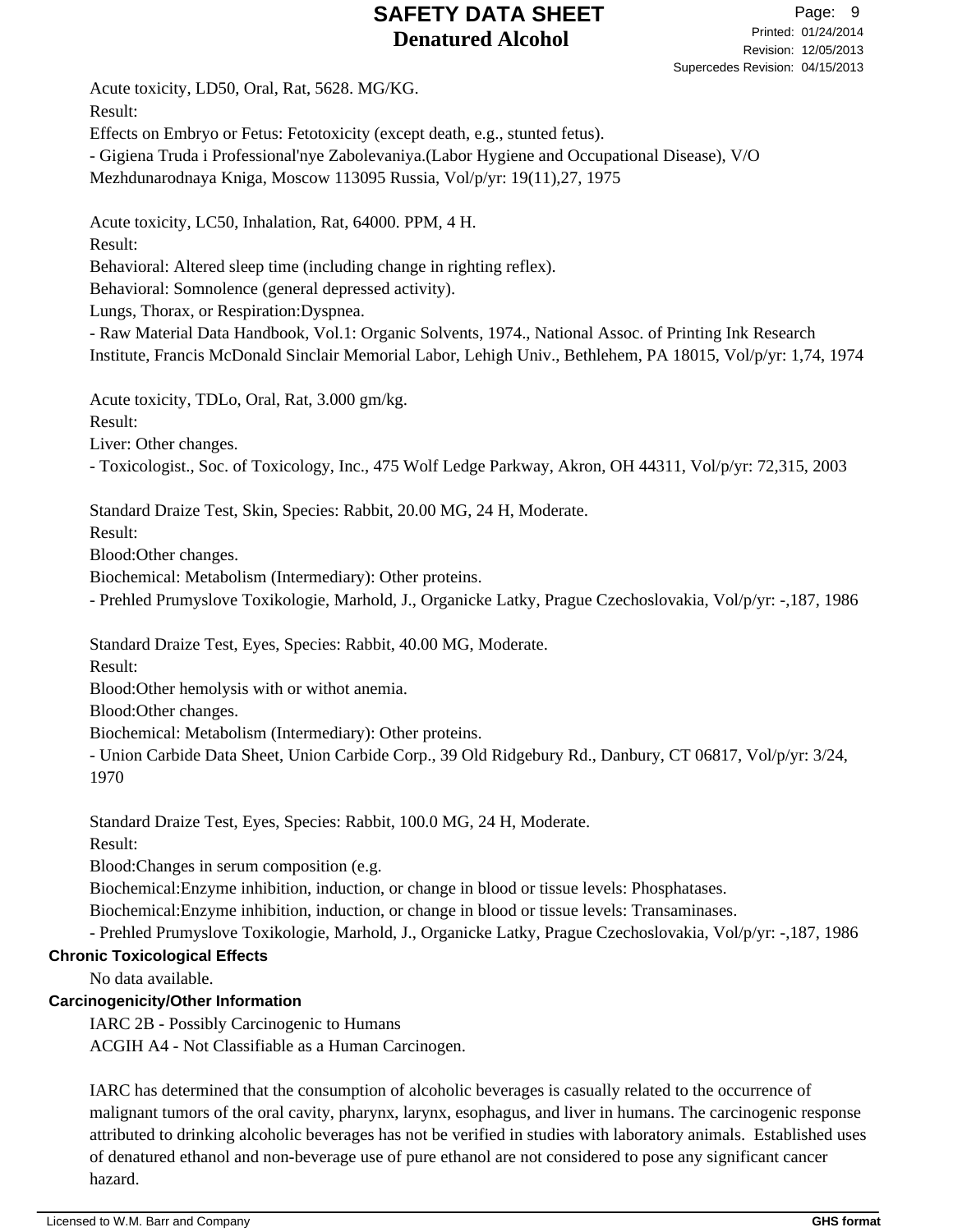Acute toxicity, LD50, Oral, Rat, 5628. MG/KG.
Result:
Effects on Embryo or Fetus: Fetotoxicity (except death, e.g., stunted fetus).
- Gigiena Truda i Professional'nye Zabolevaniya.(Labor Hygiene and Occupational Disease), V/O Mezhdunarodnaya Kniga, Moscow 113095 Russia, Vol/p/yr: 19(11),27, 1975

Acute toxicity, LC50, Inhalation, Rat, 64000. PPM, 4 H.
Result:
Behavioral: Altered sleep time (including change in righting reflex).
Behavioral: Somnolence (general depressed activity).
Lungs, Thorax, or Respiration:Dyspnea.
- Raw Material Data Handbook, Vol.1: Organic Solvents, 1974., National Assoc. of Printing Ink Research Institute, Francis McDonald Sinclair Memorial Labor, Lehigh Univ., Bethlehem, PA 18015, Vol/p/yr: 1,74, 1974

Acute toxicity, TDLo, Oral, Rat, 3.000 gm/kg.
Result:
Liver: Other changes.
- Toxicologist., Soc. of Toxicology, Inc., 475 Wolf Ledge Parkway, Akron, OH 44311, Vol/p/yr: 72,315, 2003

Standard Draize Test, Skin, Species: Rabbit, 20.00 MG, 24 H, Moderate.
Result:
Blood:Other changes.
Biochemical: Metabolism (Intermediary): Other proteins.
- Prehled Prumyslove Toxikologie, Marhold, J., Organicke Latky, Prague Czechoslovakia, Vol/p/yr: -,187, 1986

Standard Draize Test, Eyes, Species: Rabbit, 40.00 MG, Moderate.
Result:
Blood:Other hemolysis with or withot anemia.
Blood:Other changes.
Biochemical: Metabolism (Intermediary): Other proteins.
- Union Carbide Data Sheet, Union Carbide Corp., 39 Old Ridgebury Rd., Danbury, CT 06817, Vol/p/yr: 3/24, 1970

Standard Draize Test, Eyes, Species: Rabbit, 100.0 MG, 24 H, Moderate.
Result:
Blood:Changes in serum composition (e.g.
Biochemical:Enzyme inhibition, induction, or change in blood or tissue levels: Phosphatases.
Biochemical:Enzyme inhibition, induction, or change in blood or tissue levels: Transaminases.
- Prehled Prumyslove Toxikologie, Marhold, J., Organicke Latky, Prague Czechoslovakia, Vol/p/yr: -,187, 1986

**Chronic Toxicological Effects**

No data available.

**Carcinogenicity/Other Information**

IARC 2B - Possibly Carcinogenic to Humans
ACGIH A4 - Not Classifiable as a Human Carcinogen.

IARC has determined that the consumption of alcoholic beverages is casually related to the occurrence of malignant tumors of the oral cavity, pharynx, larynx, esophagus, and liver in humans. The carcinogenic response attributed to drinking alcoholic beverages has not be verified in studies with laboratory animals. Established uses of denatured ethanol and non-beverage use of pure ethanol are not considered to pose any significant cancer hazard.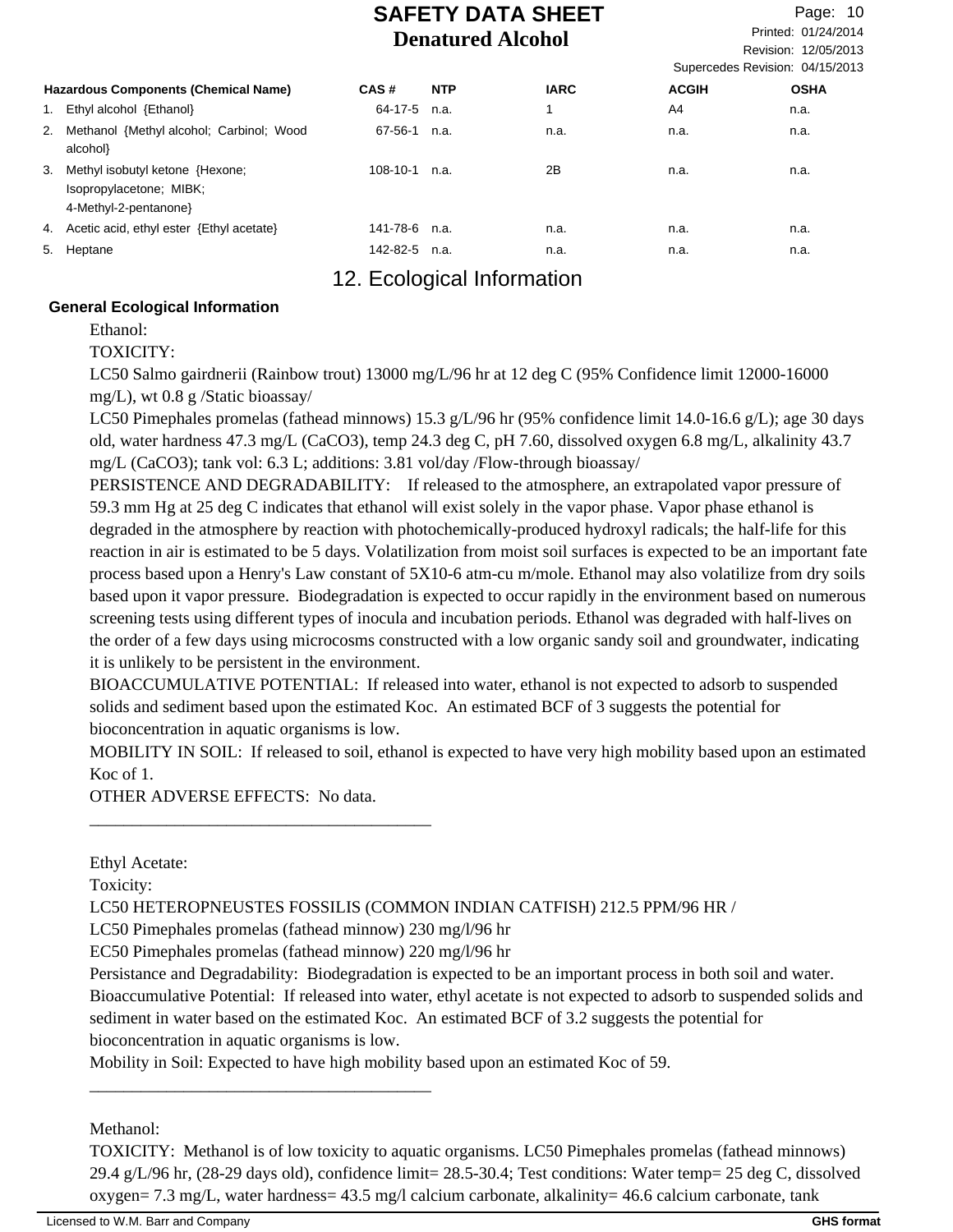| Hazardous Components (Chemical Name) | CAS # | NTP | IARC | ACGIH | OSHA |
|---|---|---|---|---|---|
| 1. Ethyl alcohol {Ethanol} | 64-17-5 | n.a. | 1 | A4 | n.a. |
| 2. Methanol {Methyl alcohol; Carbinol; Wood alcohol} | 67-56-1 | n.a. | n.a. | n.a. | n.a. |
| 3. Methyl isobutyl ketone {Hexone; Isopropylacetone; MIBK; 4-Methyl-2-pentanone} | 108-10-1 | n.a. | 2B | n.a. | n.a. |
| 4. Acetic acid, ethyl ester {Ethyl acetate} | 141-78-6 | n.a. | n.a. | n.a. | n.a. |
| 5. Heptane | 142-82-5 | n.a. | n.a. | n.a. | n.a. |

## 12. Ecological Information

**General Ecological Information**

Ethanol:
TOXICITY:
LC50 Salmo gairdnerii (Rainbow trout) 13000 mg/L/96 hr at 12 deg C (95% Confidence limit 12000-16000 mg/L), wt 0.8 g /Static bioassay/
LC50 Pimephales promelas (fathead minnows) 15.3 g/L/96 hr (95% confidence limit 14.0-16.6 g/L); age 30 days old, water hardness 47.3 mg/L (CaCO3), temp 24.3 deg C, pH 7.60, dissolved oxygen 6.8 mg/L, alkalinity 43.7 mg/L (CaCO3); tank vol: 6.3 L; additions: 3.81 vol/day /Flow-through bioassay/
PERSISTENCE AND DEGRADABILITY: If released to the atmosphere, an extrapolated vapor pressure of 59.3 mm Hg at 25 deg C indicates that ethanol will exist solely in the vapor phase. Vapor phase ethanol is degraded in the atmosphere by reaction with photochemically-produced hydroxyl radicals; the half-life for this reaction in air is estimated to be 5 days. Volatilization from moist soil surfaces is expected to be an important fate process based upon a Henry's Law constant of 5X10-6 atm-cu m/mole. Ethanol may also volatilize from dry soils based upon it vapor pressure. Biodegradation is expected to occur rapidly in the environment based on numerous screening tests using different types of inocula and incubation periods. Ethanol was degraded with half-lives on the order of a few days using microcosms constructed with a low organic sandy soil and groundwater, indicating it is unlikely to be persistent in the environment.
BIOACCUMULATIVE POTENTIAL: If released into water, ethanol is not expected to adsorb to suspended solids and sediment based upon the estimated Koc. An estimated BCF of 3 suggests the potential for bioconcentration in aquatic organisms is low.
MOBILITY IN SOIL: If released to soil, ethanol is expected to have very high mobility based upon an estimated Koc of 1.
OTHER ADVERSE EFFECTS: No data.
________________________________________

Ethyl Acetate:
Toxicity:
LC50 HETEROPNEUSTES FOSSILIS (COMMON INDIAN CATFISH) 212.5 PPM/96 HR /
LC50 Pimephales promelas (fathead minnow) 230 mg/l/96 hr
EC50 Pimephales promelas (fathead minnow) 220 mg/l/96 hr
Persistance and Degradability: Biodegradation is expected to be an important process in both soil and water.
Bioaccumulative Potential: If released into water, ethyl acetate is not expected to adsorb to suspended solids and sediment in water based on the estimated Koc. An estimated BCF of 3.2 suggests the potential for bioconcentration in aquatic organisms is low.
Mobility in Soil: Expected to have high mobility based upon an estimated Koc of 59.
________________________________________

Methanol:
TOXICITY: Methanol is of low toxicity to aquatic organisms. LC50 Pimephales promelas (fathead minnows) 29.4 g/L/96 hr, (28-29 days old), confidence limit= 28.5-30.4; Test conditions: Water temp= 25 deg C, dissolved oxygen= 7.3 mg/L, water hardness= 43.5 mg/l calcium carbonate, alkalinity= 46.6 calcium carbonate, tank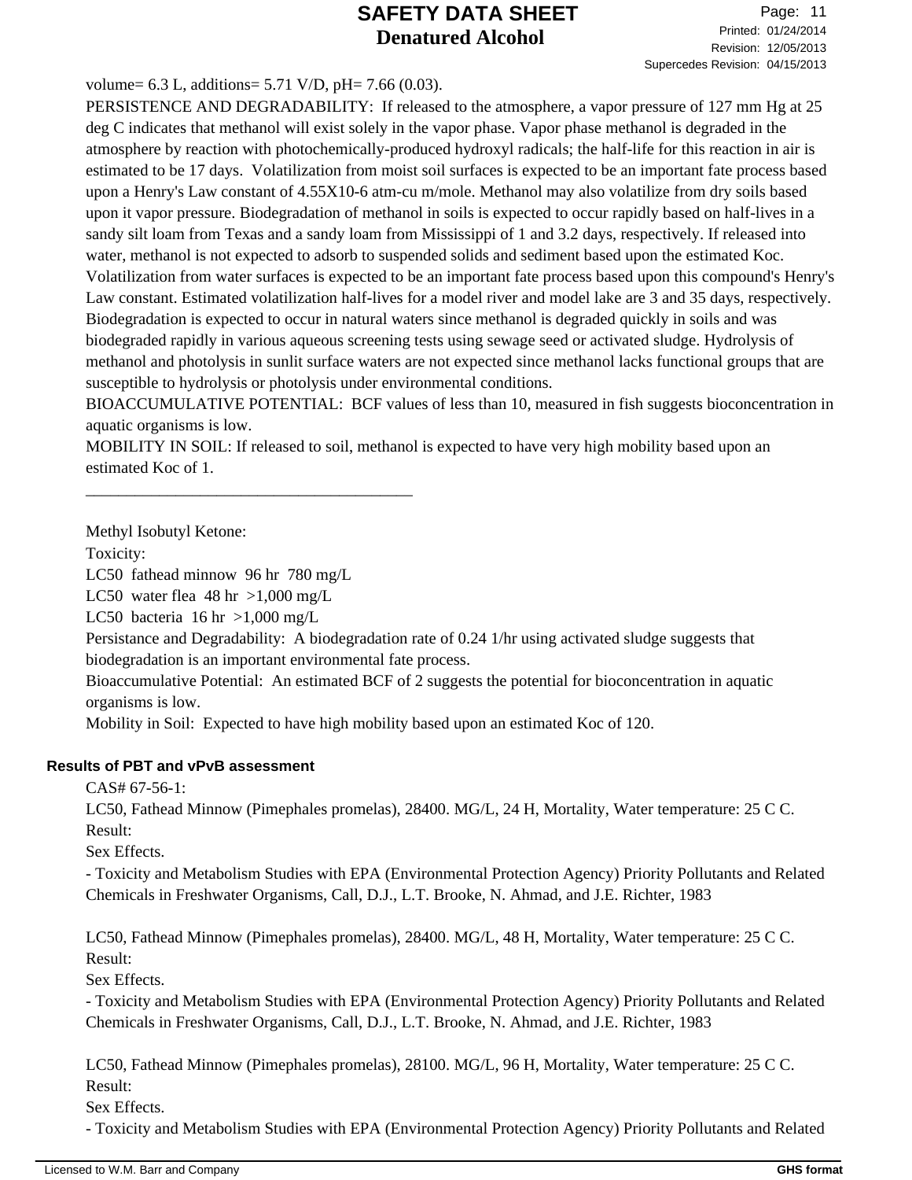volume= 6.3 L, additions= 5.71 V/D, pH= 7.66 (0.03).

PERSISTENCE AND DEGRADABILITY: If released to the atmosphere, a vapor pressure of 127 mm Hg at 25 deg C indicates that methanol will exist solely in the vapor phase. Vapor phase methanol is degraded in the atmosphere by reaction with photochemically-produced hydroxyl radicals; the half-life for this reaction in air is estimated to be 17 days. Volatilization from moist soil surfaces is expected to be an important fate process based upon a Henry's Law constant of 4.55X10-6 atm-cu m/mole. Methanol may also volatilize from dry soils based upon it vapor pressure. Biodegradation of methanol in soils is expected to occur rapidly based on half-lives in a sandy silt loam from Texas and a sandy loam from Mississippi of 1 and 3.2 days, respectively. If released into water, methanol is not expected to adsorb to suspended solids and sediment based upon the estimated Koc. Volatilization from water surfaces is expected to be an important fate process based upon this compound's Henry's Law constant. Estimated volatilization half-lives for a model river and model lake are 3 and 35 days, respectively. Biodegradation is expected to occur in natural waters since methanol is degraded quickly in soils and was biodegraded rapidly in various aqueous screening tests using sewage seed or activated sludge. Hydrolysis of methanol and photolysis in sunlit surface waters are not expected since methanol lacks functional groups that are susceptible to hydrolysis or photolysis under environmental conditions.

BIOACCUMULATIVE POTENTIAL: BCF values of less than 10, measured in fish suggests bioconcentration in aquatic organisms is low.

MOBILITY IN SOIL: If released to soil, methanol is expected to have very high mobility based upon an estimated Koc of 1.

---

Methyl Isobutyl Ketone:

Toxicity:

LC50 fathead minnow 96 hr 780 mg/L

LC50 water flea 48 hr >1,000 mg/L

LC50 bacteria 16 hr >1,000 mg/L

Persistance and Degradability: A biodegradation rate of 0.24 1/hr using activated sludge suggests that biodegradation is an important environmental fate process.

Bioaccumulative Potential: An estimated BCF of 2 suggests the potential for bioconcentration in aquatic organisms is low.

Mobility in Soil: Expected to have high mobility based upon an estimated Koc of 120.

## Results of PBT and vPvB assessment

CAS# 67-56-1:

LC50, Fathead Minnow (Pimephales promelas), 28400. MG/L, 24 H, Mortality, Water temperature: 25 C C.

Result:

Sex Effects.

- Toxicity and Metabolism Studies with EPA (Environmental Protection Agency) Priority Pollutants and Related Chemicals in Freshwater Organisms, Call, D.J., L.T. Brooke, N. Ahmad, and J.E. Richter, 1983

LC50, Fathead Minnow (Pimephales promelas), 28400. MG/L, 48 H, Mortality, Water temperature: 25 C C.

Result:

Sex Effects.

- Toxicity and Metabolism Studies with EPA (Environmental Protection Agency) Priority Pollutants and Related Chemicals in Freshwater Organisms, Call, D.J., L.T. Brooke, N. Ahmad, and J.E. Richter, 1983

LC50, Fathead Minnow (Pimephales promelas), 28100. MG/L, 96 H, Mortality, Water temperature: 25 C C.

Result:

Sex Effects.

- Toxicity and Metabolism Studies with EPA (Environmental Protection Agency) Priority Pollutants and Related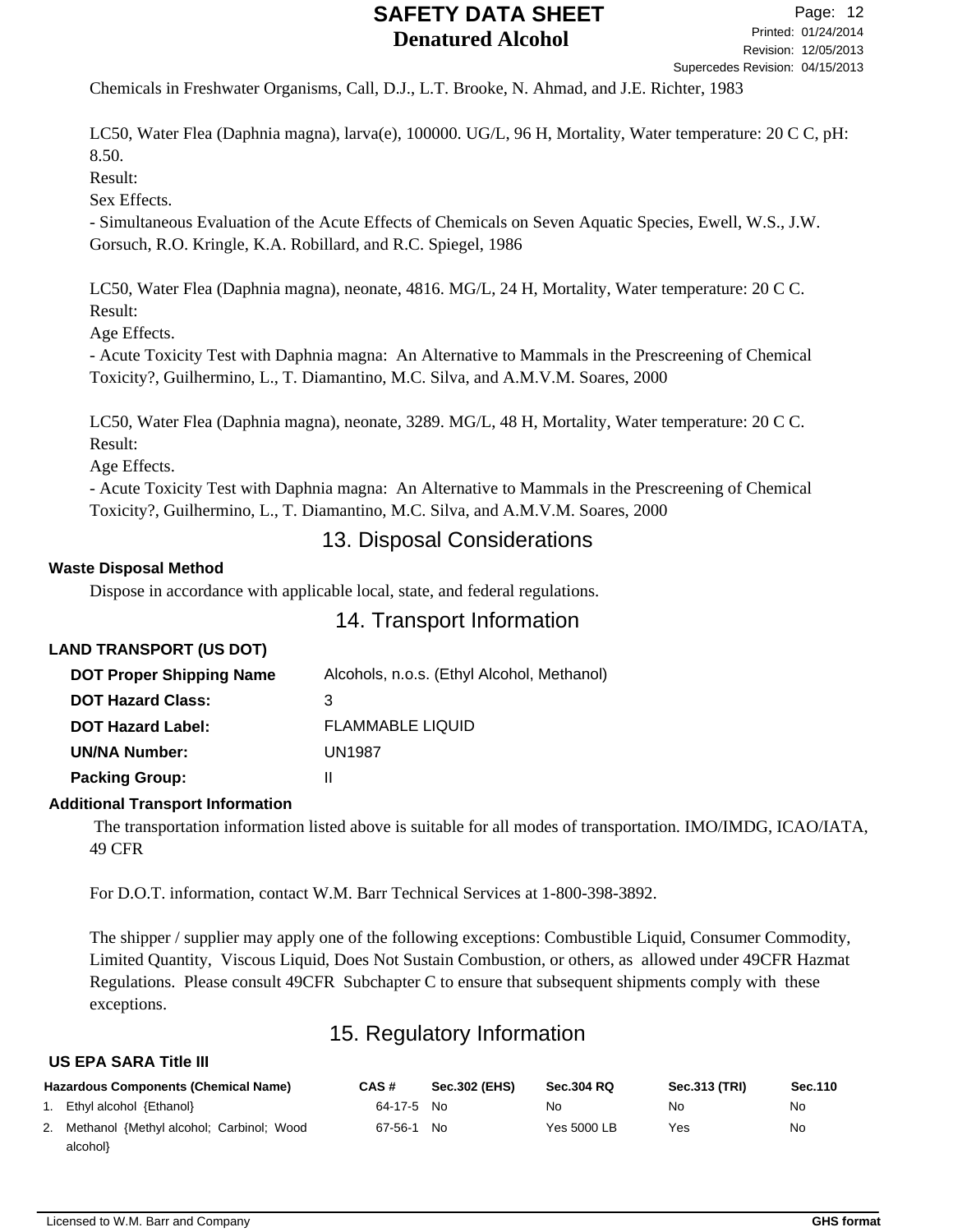Chemicals in Freshwater Organisms, Call, D.J., L.T. Brooke, N. Ahmad, and J.E. Richter, 1983

LC50, Water Flea (Daphnia magna), larva(e), 100000. UG/L, 96 H, Mortality, Water temperature: 20 C C, pH: 8.50.
Result:
Sex Effects.
- Simultaneous Evaluation of the Acute Effects of Chemicals on Seven Aquatic Species, Ewell, W.S., J.W. Gorsuch, R.O. Kringle, K.A. Robillard, and R.C. Spiegel, 1986

LC50, Water Flea (Daphnia magna), neonate, 4816. MG/L, 24 H, Mortality, Water temperature: 20 C C.
Result:
Age Effects.
- Acute Toxicity Test with Daphnia magna: An Alternative to Mammals in the Prescreening of Chemical Toxicity?, Guilhermino, L., T. Diamantino, M.C. Silva, and A.M.V.M. Soares, 2000

LC50, Water Flea (Daphnia magna), neonate, 3289. MG/L, 48 H, Mortality, Water temperature: 20 C C.
Result:
Age Effects.
- Acute Toxicity Test with Daphnia magna: An Alternative to Mammals in the Prescreening of Chemical Toxicity?, Guilhermino, L., T. Diamantino, M.C. Silva, and A.M.V.M. Soares, 2000

## 13. Disposal Considerations

**Waste Disposal Method**

Dispose in accordance with applicable local, state, and federal regulations.

## 14. Transport Information

**LAND TRANSPORT (US DOT)**

| | |
|---|---|
| **DOT Proper Shipping Name** | Alcohols, n.o.s. (Ethyl Alcohol, Methanol) |
| **DOT Hazard Class:** | 3 |
| **DOT Hazard Label:** | FLAMMABLE LIQUID |
| **UN/NA Number:** | UN1987 |
| **Packing Group:** | II |

**Additional Transport Information**

The transportation information listed above is suitable for all modes of transportation. IMO/IMDG, ICAO/IATA, 49 CFR

For D.O.T. information, contact W.M. Barr Technical Services at 1-800-398-3892.

The shipper / supplier may apply one of the following exceptions: Combustible Liquid, Consumer Commodity, Limited Quantity, Viscous Liquid, Does Not Sustain Combustion, or others, as allowed under 49CFR Hazmat Regulations. Please consult 49CFR Subchapter C to ensure that subsequent shipments comply with these exceptions.

## 15. Regulatory Information

**US EPA SARA Title III**

| Hazardous Components (Chemical Name) | CAS # | Sec.302 (EHS) | Sec.304 RQ | Sec.313 (TRI) | Sec.110 |
|---|---|---|---|---|---|
| 1. Ethyl alcohol {Ethanol} | 64-17-5 | No | No | No | No |
| 2. Methanol {Methyl alcohol; Carbinol; Wood alcohol} | 67-56-1 | No | Yes 5000 LB | Yes | No |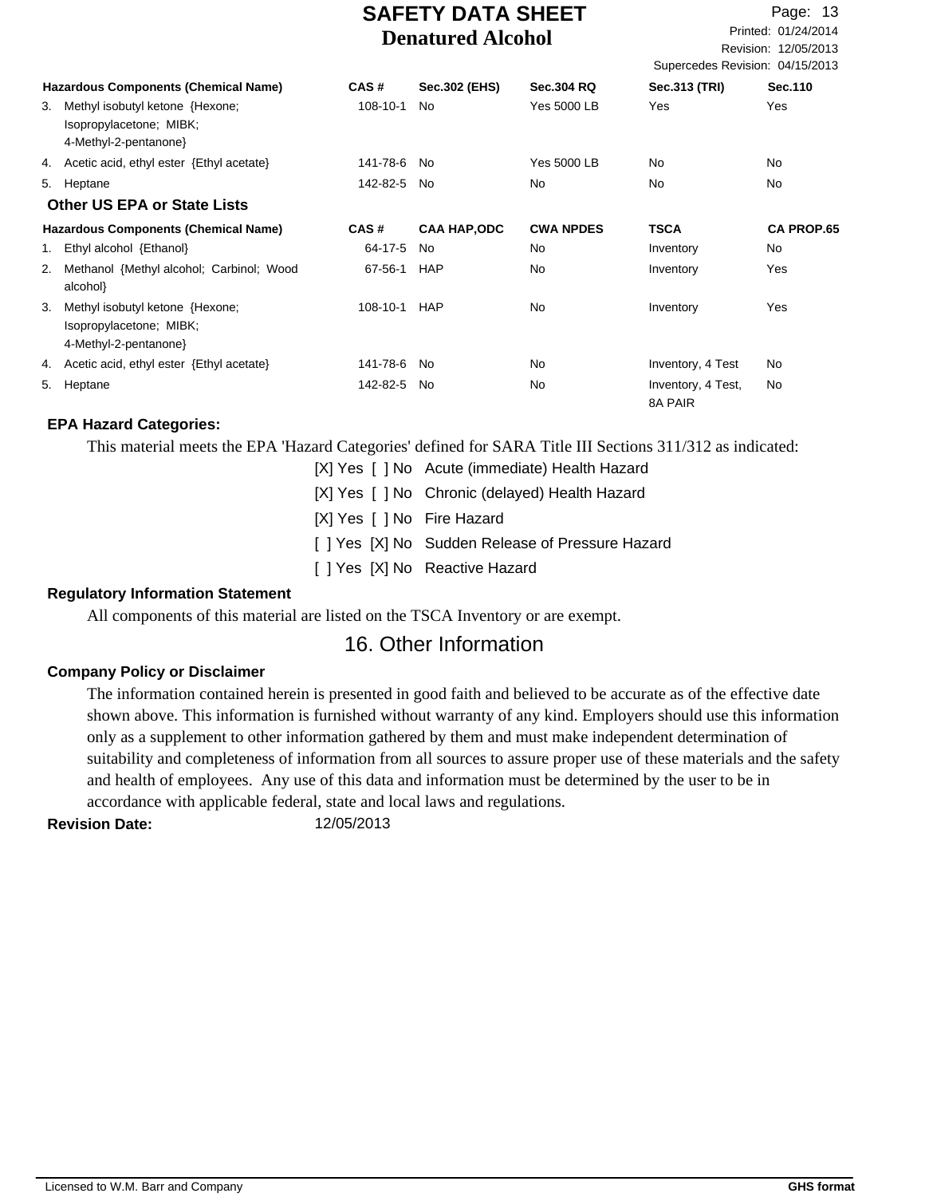| Hazardous Components (Chemical Name) | CAS # | Sec.302 (EHS) | Sec.304 RQ | Sec.313 (TRI) | Sec.110 |
|---|---|---|---|---|---|
| 3. Methyl isobutyl ketone {Hexone; Isopropylacetone; MIBK; 4-Methyl-2-pentanone} | 108-10-1 | No | Yes 5000 LB | Yes | Yes |
| 4. Acetic acid, ethyl ester {Ethyl acetate} | 141-78-6 | No | Yes 5000 LB | No | No |
| 5. Heptane | 142-82-5 | No | No | No | No |

### Other US EPA or State Lists

| Hazardous Components (Chemical Name) | CAS # | CAA HAP,ODC | CWA NPDES | TSCA | CA PROP.65 |
|---|---|---|---|---|---|
| 1. Ethyl alcohol {Ethanol} | 64-17-5 | No | No | Inventory | No |
| 2. Methanol {Methyl alcohol; Carbinol; Wood alcohol} | 67-56-1 | HAP | No | Inventory | Yes |
| 3. Methyl isobutyl ketone {Hexone; Isopropylacetone; MIBK; 4-Methyl-2-pentanone} | 108-10-1 | HAP | No | Inventory | Yes |
| 4. Acetic acid, ethyl ester {Ethyl acetate} | 141-78-6 | No | No | Inventory, 4 Test | No |
| 5. Heptane | 142-82-5 | No | No | Inventory, 4 Test, 8A PAIR | No |

**EPA Hazard Categories:**

This material meets the EPA 'Hazard Categories' defined for SARA Title III Sections 311/312 as indicated:

[X] Yes [ ] No Acute (immediate) Health Hazard

[X] Yes [ ] No Chronic (delayed) Health Hazard

[X] Yes [ ] No Fire Hazard

[ ] Yes [X] No Sudden Release of Pressure Hazard

[ ] Yes [X] No Reactive Hazard

**Regulatory Information Statement**

All components of this material are listed on the TSCA Inventory or are exempt.

## 16. Other Information

**Company Policy or Disclaimer**

The information contained herein is presented in good faith and believed to be accurate as of the effective date shown above. This information is furnished without warranty of any kind. Employers should use this information only as a supplement to other information gathered by them and must make independent determination of suitability and completeness of information from all sources to assure proper use of these materials and the safety and health of employees. Any use of this data and information must be determined by the user to be in accordance with applicable federal, state and local laws and regulations.

**Revision Date:** 12/05/2013